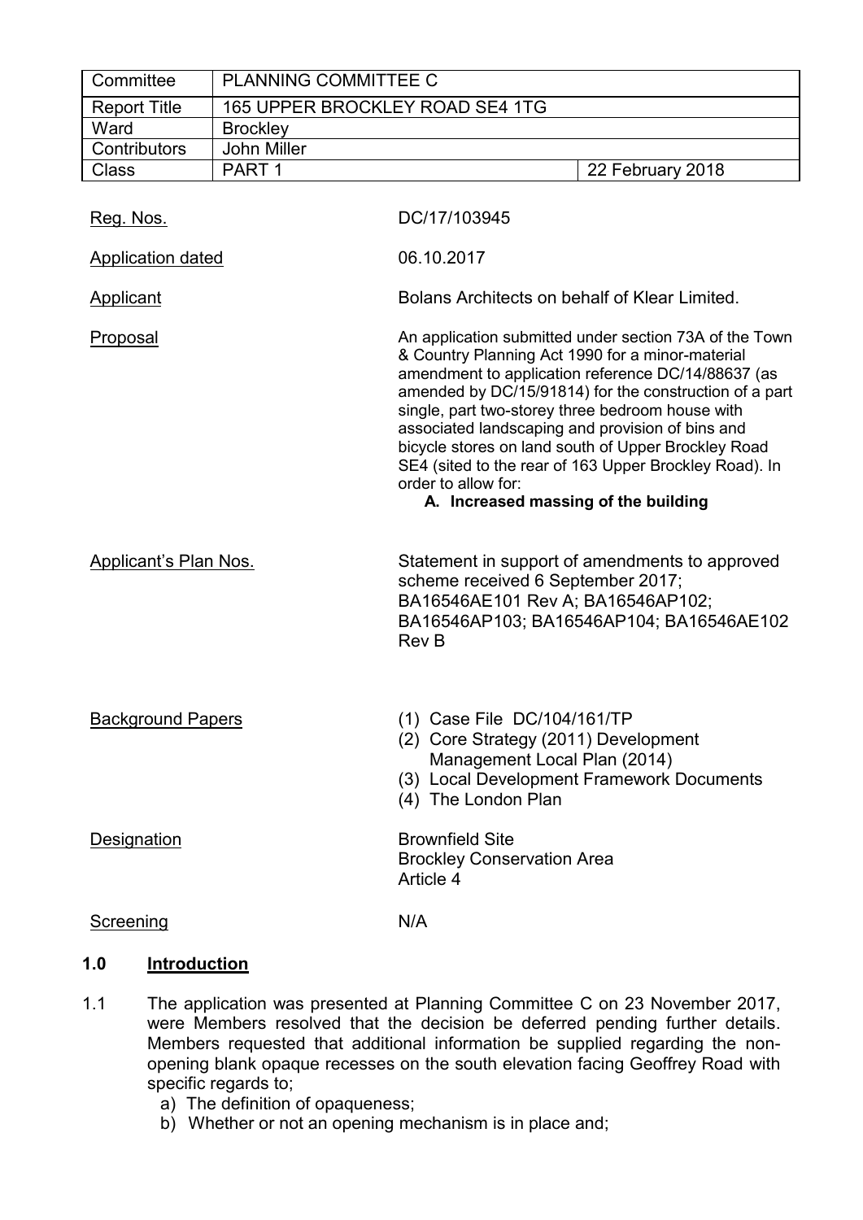| Committee | PLANNING COMMITTEE C | |
|---|---|---|
| Report Title | 165 UPPER BROCKLEY ROAD SE4 1TG | |
| Ward | Brockley | |
| Contributors | John Miller | |
| Class | PART 1 | 22 February 2018 |

| | |
|---|---|
| Reg. Nos. | DC/17/103945 |
| Application dated | 06.10.2017 |
| Applicant | Bolans Architects on behalf of Klear Limited. |
| Proposal | An application submitted under section 73A of the Town & Country Planning Act 1990 for a minor-material amendment to application reference DC/14/88637 (as amended by DC/15/91814) for the construction of a part single, part two-storey three bedroom house with associated landscaping and provision of bins and bicycle stores on land south of Upper Brockley Road SE4 (sited to the rear of 163 Upper Brockley Road). In order to allow for: **A. Increased massing of the building** |
| Applicant's Plan Nos. | Statement in support of amendments to approved scheme received 6 September 2017; BA16546AE101 Rev A; BA16546AP102; BA16546AP103; BA16546AP104; BA16546AE102 Rev B |
| Background Papers | (1) Case File DC/104/161/TP<br>(2) Core Strategy (2011) Development Management Local Plan (2014)<br>(3) Local Development Framework Documents<br>(4) The London Plan |
| Designation | Brownfield Site<br>Brockley Conservation Area<br>Article 4 |
| Screening | N/A |

## 1.0 Introduction

1.1 The application was presented at Planning Committee C on 23 November 2017, were Members resolved that the decision be deferred pending further details. Members requested that additional information be supplied regarding the non-opening blank opaque recesses on the south elevation facing Geoffrey Road with specific regards to;

a) The definition of opaqueness;

b) Whether or not an opening mechanism is in place and;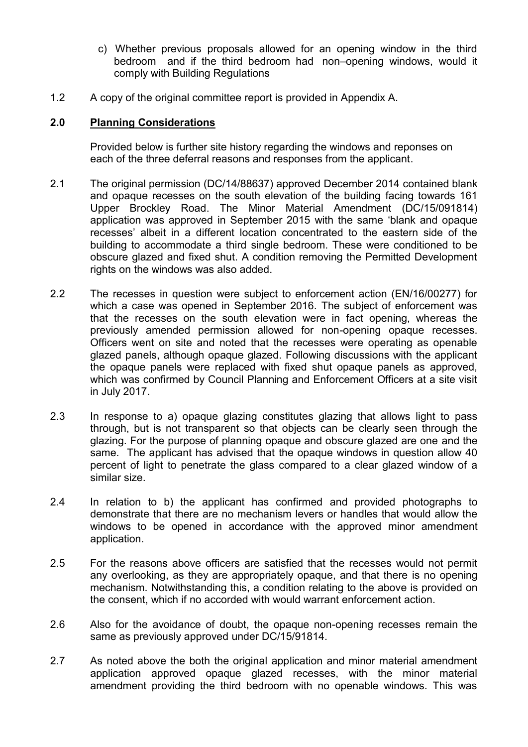c) Whether previous proposals allowed for an opening window in the third bedroom and if the third bedroom had non–opening windows, would it comply with Building Regulations

1.2 A copy of the original committee report is provided in Appendix A.

## 2.0 Planning Considerations

Provided below is further site history regarding the windows and reponses on each of the three deferral reasons and responses from the applicant.

2.1 The original permission (DC/14/88637) approved December 2014 contained blank and opaque recesses on the south elevation of the building facing towards 161 Upper Brockley Road. The Minor Material Amendment (DC/15/091814) application was approved in September 2015 with the same 'blank and opaque recesses' albeit in a different location concentrated to the eastern side of the building to accommodate a third single bedroom. These were conditioned to be obscure glazed and fixed shut. A condition removing the Permitted Development rights on the windows was also added.

2.2 The recesses in question were subject to enforcement action (EN/16/00277) for which a case was opened in September 2016. The subject of enforcement was that the recesses on the south elevation were in fact opening, whereas the previously amended permission allowed for non-opening opaque recesses. Officers went on site and noted that the recesses were operating as openable glazed panels, although opaque glazed. Following discussions with the applicant the opaque panels were replaced with fixed shut opaque panels as approved, which was confirmed by Council Planning and Enforcement Officers at a site visit in July 2017.

2.3 In response to a) opaque glazing constitutes glazing that allows light to pass through, but is not transparent so that objects can be clearly seen through the glazing. For the purpose of planning opaque and obscure glazed are one and the same. The applicant has advised that the opaque windows in question allow 40 percent of light to penetrate the glass compared to a clear glazed window of a similar size.

2.4 In relation to b) the applicant has confirmed and provided photographs to demonstrate that there are no mechanism levers or handles that would allow the windows to be opened in accordance with the approved minor amendment application.

2.5 For the reasons above officers are satisfied that the recesses would not permit any overlooking, as they are appropriately opaque, and that there is no opening mechanism. Notwithstanding this, a condition relating to the above is provided on the consent, which if no accorded with would warrant enforcement action.

2.6 Also for the avoidance of doubt, the opaque non-opening recesses remain the same as previously approved under DC/15/91814.

2.7 As noted above the both the original application and minor material amendment application approved opaque glazed recesses, with the minor material amendment providing the third bedroom with no openable windows. This was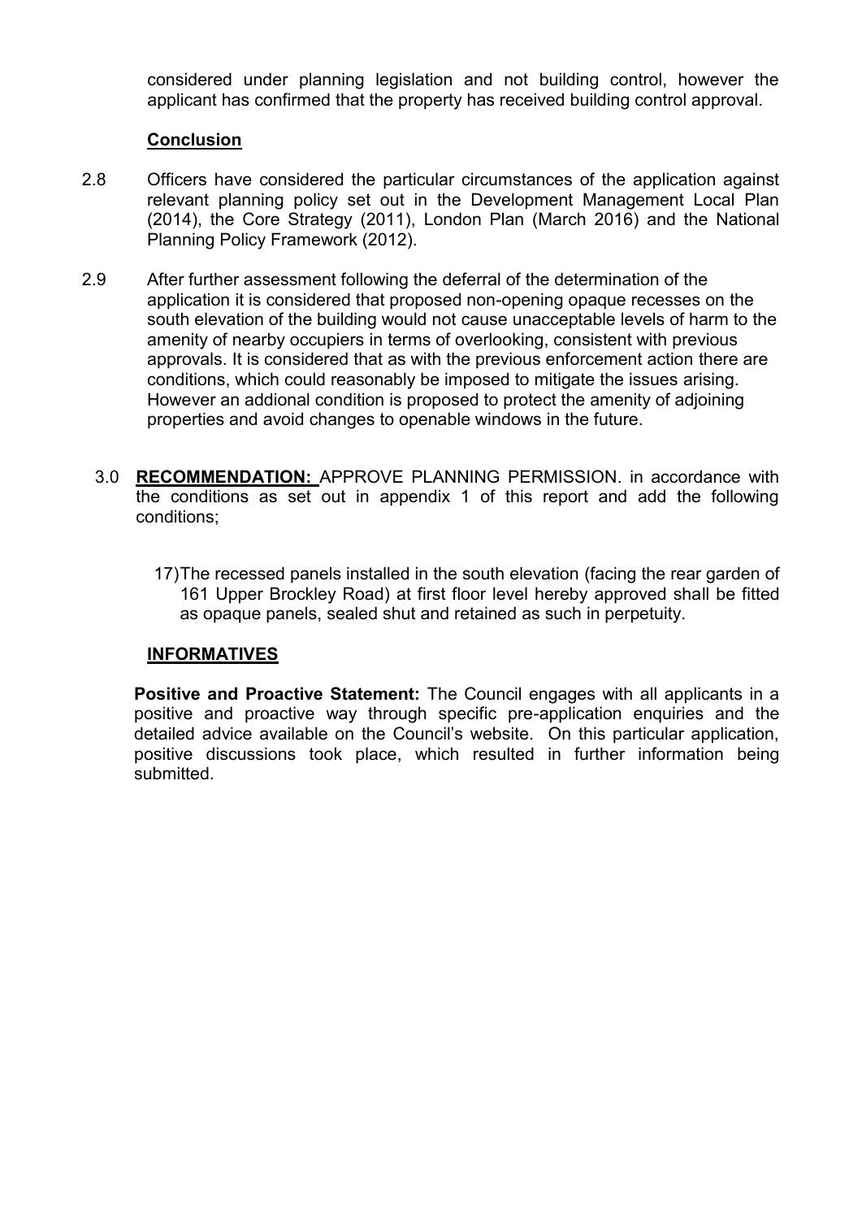considered under planning legislation and not building control, however the applicant has confirmed that the property has received building control approval.

### Conclusion

2.8 Officers have considered the particular circumstances of the application against relevant planning policy set out in the Development Management Local Plan (2014), the Core Strategy (2011), London Plan (March 2016) and the National Planning Policy Framework (2012).

2.9 After further assessment following the deferral of the determination of the application it is considered that proposed non-opening opaque recesses on the south elevation of the building would not cause unacceptable levels of harm to the amenity of nearby occupiers in terms of overlooking, consistent with previous approvals. It is considered that as with the previous enforcement action there are conditions, which could reasonably be imposed to mitigate the issues arising. However an addional condition is proposed to protect the amenity of adjoining properties and avoid changes to openable windows in the future.

3.0 **RECOMMENDATION:** APPROVE PLANNING PERMISSION. in accordance with the conditions as set out in appendix 1 of this report and add the following conditions;

17) The recessed panels installed in the south elevation (facing the rear garden of 161 Upper Brockley Road) at first floor level hereby approved shall be fitted as opaque panels, sealed shut and retained as such in perpetuity.

### INFORMATIVES

**Positive and Proactive Statement:** The Council engages with all applicants in a positive and proactive way through specific pre-application enquiries and the detailed advice available on the Council's website. On this particular application, positive discussions took place, which resulted in further information being submitted.